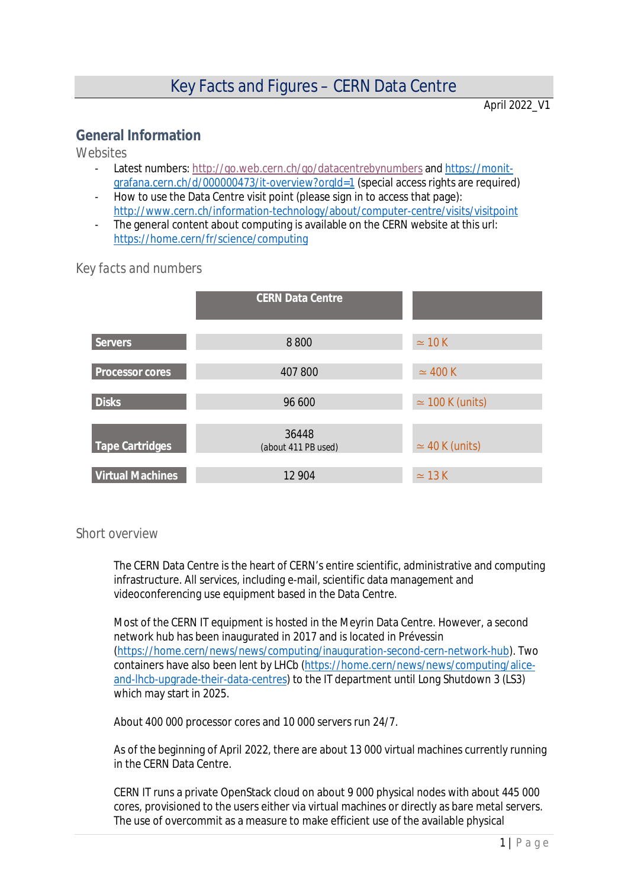# Key Facts and Figures – CERN Data Centre

April 2022_V1

## General Information

### Websites

- Latest numbers: http://go.web.cern.ch/go/datacentrebynumbers and https://monit-grafana.cern.ch/d/000000473/it-overview?orgId=1 (special access rights are required)
- How to use the Data Centre visit point (please sign in to access that page): http://www.cern.ch/information-technology/about/computer-centre/visits/visitpoint
- The general content about computing is available on the CERN website at this url: https://home.cern/fr/science/computing

### Key facts and numbers

| | CERN Data Centre | |
|---|---|---|
| **Servers** | 8 800 | ≃ 10 K |
| **Processor cores** | 407 800 | ≃ 400 K |
| **Disks** | 96 600 | ≃ 100 K (units) |
| **Tape Cartridges** | 36448 (about 411 PB used) | ≃ 40 K (units) |
| **Virtual Machines** | 12 904 | ≃ 13 K |

### Short overview

The CERN Data Centre is the heart of CERN's entire scientific, administrative and computing infrastructure. All services, including e-mail, scientific data management and videoconferencing use equipment based in the Data Centre.

Most of the CERN IT equipment is hosted in the Meyrin Data Centre. However, a second network hub has been inaugurated in 2017 and is located in Prévessin (https://home.cern/news/news/computing/inauguration-second-cern-network-hub). Two containers have also been lent by LHCb (https://home.cern/news/news/computing/alice-and-lhcb-upgrade-their-data-centres) to the IT department until Long Shutdown 3 (LS3) which may start in 2025.

About 400 000 processor cores and 10 000 servers run 24/7.

As of the beginning of April 2022, there are about 13 000 virtual machines currently running in the CERN Data Centre.

CERN IT runs a private OpenStack cloud on about 9 000 physical nodes with about 445 000 cores, provisioned to the users either via virtual machines or directly as bare metal servers. The use of overcommit as a measure to make efficient use of the available physical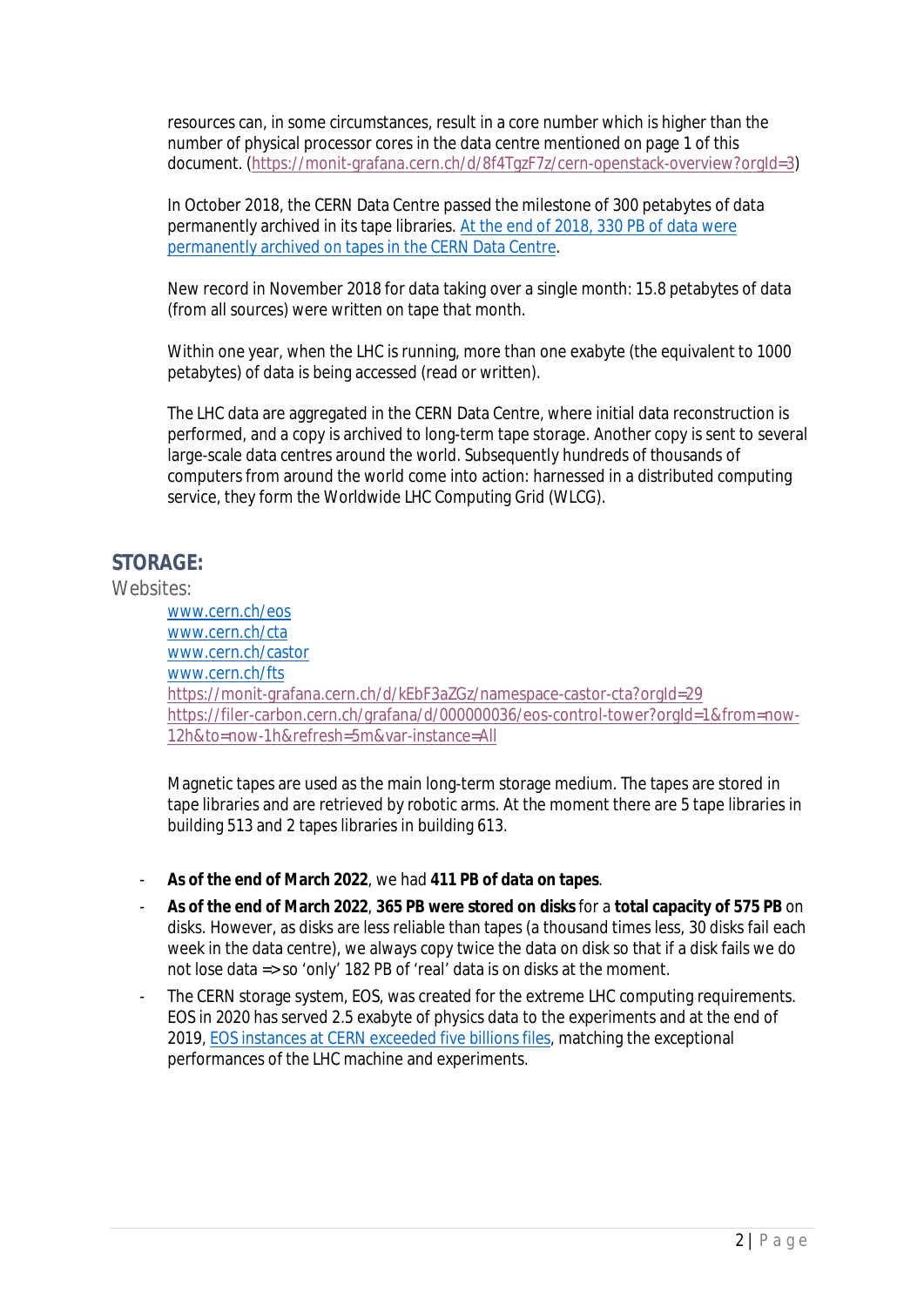resources can, in some circumstances, result in a core number which is higher than the number of physical processor cores in the data centre mentioned on page 1 of this document. (https://monit-grafana.cern.ch/d/8f4TgzF7z/cern-openstack-overview?orgId=3)

In October 2018, the CERN Data Centre passed the milestone of 300 petabytes of data permanently archived in its tape libraries. At the end of 2018, 330 PB of data were permanently archived on tapes in the CERN Data Centre.

New record in November 2018 for data taking over a single month: 15.8 petabytes of data (from all sources) were written on tape that month.

Within one year, when the LHC is running, more than one exabyte (the equivalent to 1000 petabytes) of data is being accessed (read or written).

The LHC data are aggregated in the CERN Data Centre, where initial data reconstruction is performed, and a copy is archived to long-term tape storage. Another copy is sent to several large-scale data centres around the world. Subsequently hundreds of thousands of computers from around the world come into action: harnessed in a distributed computing service, they form the Worldwide LHC Computing Grid (WLCG).

## STORAGE:

Websites:

www.cern.ch/eos
www.cern.ch/cta
www.cern.ch/castor
www.cern.ch/fts
https://monit-grafana.cern.ch/d/kEbF3aZGz/namespace-castor-cta?orgId=29
https://filer-carbon.cern.ch/grafana/d/000000036/eos-control-tower?orgId=1&from=now-12h&to=now-1h&refresh=5m&var-instance=All

Magnetic tapes are used as the main long-term storage medium. The tapes are stored in tape libraries and are retrieved by robotic arms. At the moment there are 5 tape libraries in building 513 and 2 tapes libraries in building 613.

- **As of the end of March 2022**, we had **411 PB of data on tapes**.
- **As of the end of March 2022**, **365 PB were stored on disks** for a **total capacity of 575 PB** on disks. However, as disks are less reliable than tapes (a thousand times less, 30 disks fail each week in the data centre), we always copy twice the data on disk so that if a disk fails we do not lose data => so 'only' 182 PB of 'real' data is on disks at the moment.
- The CERN storage system, EOS, was created for the extreme LHC computing requirements. EOS in 2020 has served 2.5 exabyte of physics data to the experiments and at the end of 2019, EOS instances at CERN exceeded five billions files, matching the exceptional performances of the LHC machine and experiments.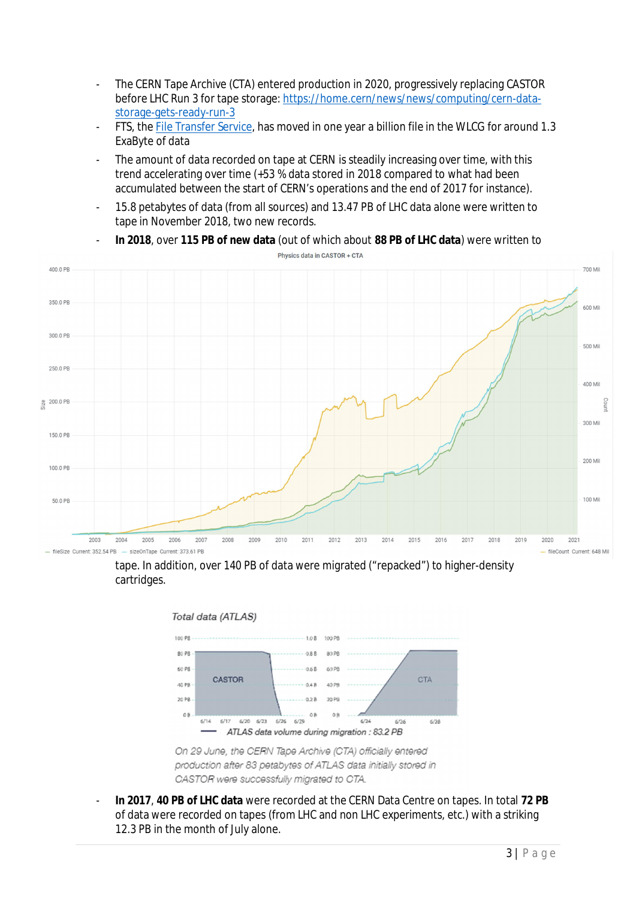- The CERN Tape Archive (CTA) entered production in 2020, progressively replacing CASTOR before LHC Run 3 for tape storage: https://home.cern/news/news/computing/cern-data-storage-gets-ready-run-3
- FTS, the File Transfer Service, has moved in one year a billion file in the WLCG for around 1.3 ExaByte of data
- The amount of data recorded on tape at CERN is steadily increasing over time, with this trend accelerating over time (+53 % data stored in 2018 compared to what had been accumulated between the start of CERN's operations and the end of 2017 for instance).
- 15.8 petabytes of data (from all sources) and 13.47 PB of LHC data alone were written to tape in November 2018, two new records.
- **In 2018**, over **115 PB of new data** (out of which about **88 PB of LHC data**) were written to tape. In addition, over 140 PB of data were migrated ("repacked") to higher-density cartridges.

*On 29 June, the CERN Tape Archive (CTA) officially entered production after 83 petabytes of ATLAS data initially stored in CASTOR were successfully migrated to CTA.*

- **In 2017**, **40 PB of LHC data** were recorded at the CERN Data Centre on tapes. In total **72 PB** of data were recorded on tapes (from LHC and non LHC experiments, etc.) with a striking 12.3 PB in the month of July alone.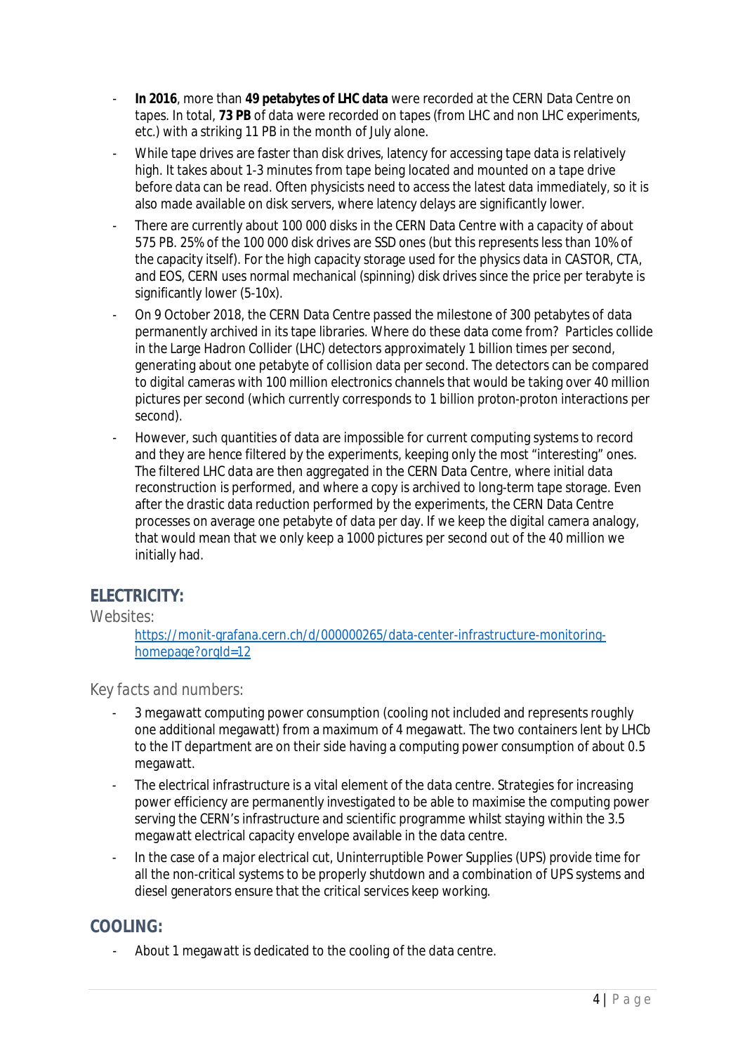- **In 2016**, more than **49 petabytes of LHC data** were recorded at the CERN Data Centre on tapes. In total, **73 PB** of data were recorded on tapes (from LHC and non LHC experiments, etc.) with a striking 11 PB in the month of July alone.
- While tape drives are faster than disk drives, latency for accessing tape data is relatively high. It takes about 1-3 minutes from tape being located and mounted on a tape drive before data can be read. Often physicists need to access the latest data immediately, so it is also made available on disk servers, where latency delays are significantly lower.
- There are currently about 100 000 disks in the CERN Data Centre with a capacity of about 575 PB. 25% of the 100 000 disk drives are SSD ones (but this represents less than 10% of the capacity itself). For the high capacity storage used for the physics data in CASTOR, CTA, and EOS, CERN uses normal mechanical (spinning) disk drives since the price per terabyte is significantly lower (5-10x).
- On 9 October 2018, the CERN Data Centre passed the milestone of 300 petabytes of data permanently archived in its tape libraries. Where do these data come from? Particles collide in the Large Hadron Collider (LHC) detectors approximately 1 billion times per second, generating about one petabyte of collision data per second. The detectors can be compared to digital cameras with 100 million electronics channels that would be taking over 40 million pictures per second (which currently corresponds to 1 billion proton-proton interactions per second).
- However, such quantities of data are impossible for current computing systems to record and they are hence filtered by the experiments, keeping only the most "interesting" ones. The filtered LHC data are then aggregated in the CERN Data Centre, where initial data reconstruction is performed, and where a copy is archived to long-term tape storage. Even after the drastic data reduction performed by the experiments, the CERN Data Centre processes on average one petabyte of data per day. If we keep the digital camera analogy, that would mean that we only keep a 1000 pictures per second out of the 40 million we initially had.

## ELECTRICITY:

Websites:

[https://monit-grafana.cern.ch/d/000000265/data-center-infrastructure-monitoring-homepage?orgId=12](https://monit-grafana.cern.ch/d/000000265/data-center-infrastructure-monitoring-homepage?orgId=12)

*Key facts and numbers:*

- 3 megawatt computing power consumption (cooling not included and represents roughly one additional megawatt) from a maximum of 4 megawatt. The two containers lent by LHCb to the IT department are on their side having a computing power consumption of about 0.5 megawatt.
- The electrical infrastructure is a vital element of the data centre. Strategies for increasing power efficiency are permanently investigated to be able to maximise the computing power serving the CERN's infrastructure and scientific programme whilst staying within the 3.5 megawatt electrical capacity envelope available in the data centre.
- In the case of a major electrical cut, Uninterruptible Power Supplies (UPS) provide time for all the non-critical systems to be properly shutdown and a combination of UPS systems and diesel generators ensure that the critical services keep working.

## COOLING:

- About 1 megawatt is dedicated to the cooling of the data centre.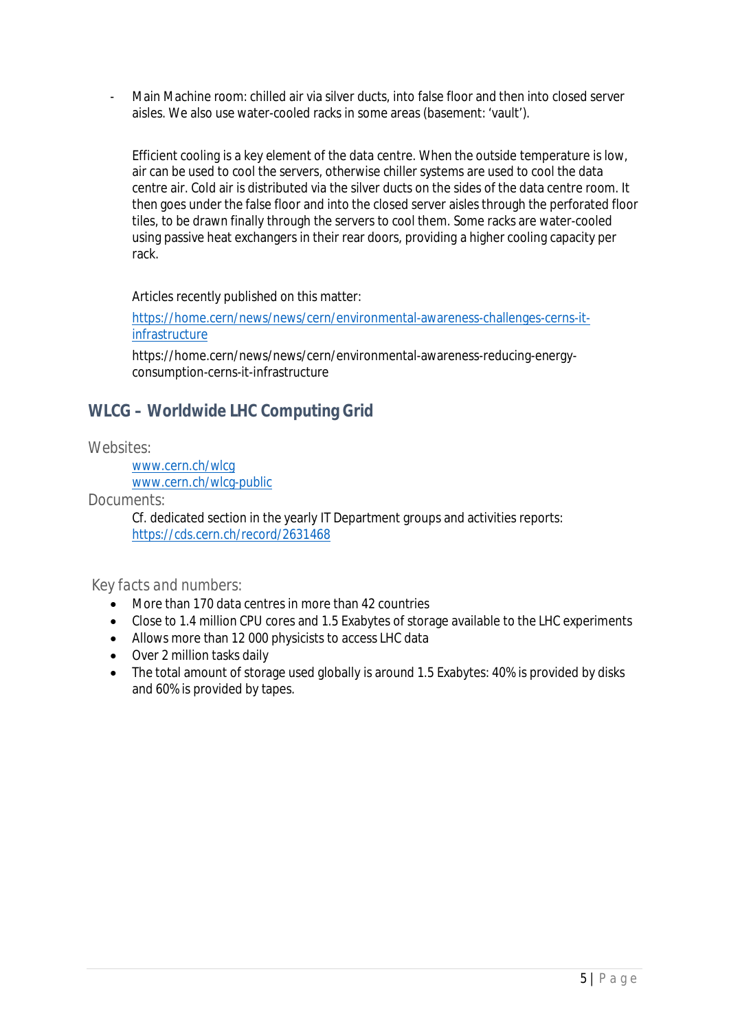- Main Machine room: chilled air via silver ducts, into false floor and then into closed server aisles. We also use water-cooled racks in some areas (basement: 'vault').

  Efficient cooling is a key element of the data centre. When the outside temperature is low, air can be used to cool the servers, otherwise chiller systems are used to cool the data centre air. Cold air is distributed via the silver ducts on the sides of the data centre room. It then goes under the false floor and into the closed server aisles through the perforated floor tiles, to be drawn finally through the servers to cool them. Some racks are water-cooled using passive heat exchangers in their rear doors, providing a higher cooling capacity per rack.

  Articles recently published on this matter:

  https://home.cern/news/news/cern/environmental-awareness-challenges-cerns-it-infrastructure

  https://home.cern/news/news/cern/environmental-awareness-reducing-energy-consumption-cerns-it-infrastructure

## WLCG – Worldwide LHC Computing Grid

Websites:

www.cern.ch/wlcg
www.cern.ch/wlcg-public

Documents:

Cf. dedicated section in the yearly IT Department groups and activities reports: https://cds.cern.ch/record/2631468

Key facts and numbers:

- More than 170 data centres in more than 42 countries
- Close to 1.4 million CPU cores and 1.5 Exabytes of storage available to the LHC experiments
- Allows more than 12 000 physicists to access LHC data
- Over 2 million tasks daily
- The total amount of storage used globally is around 1.5 Exabytes: 40% is provided by disks and 60% is provided by tapes.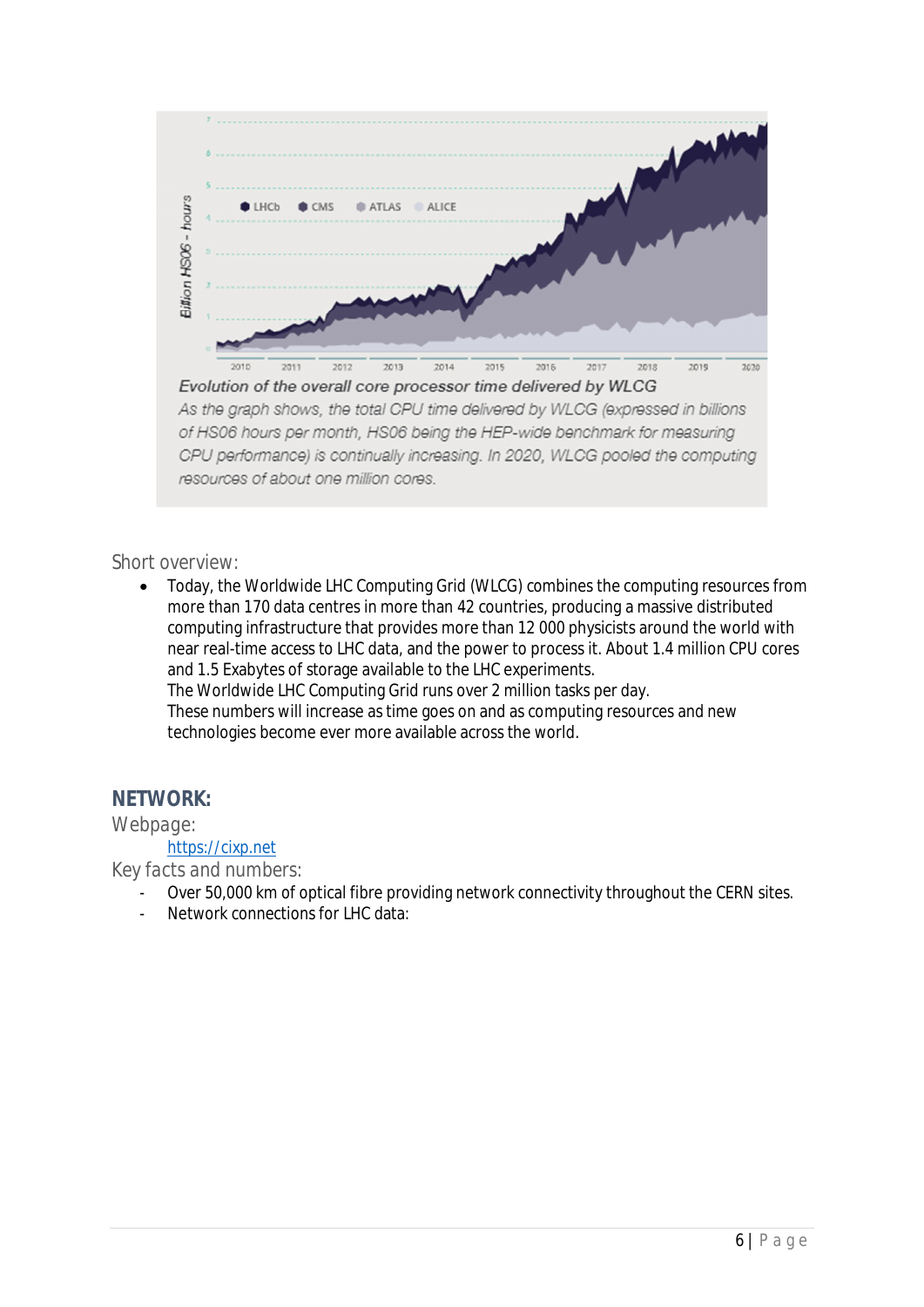**Evolution of the overall core processor time delivered by WLCG**

*As the graph shows, the total CPU time delivered by WLCG (expressed in billions of HS06 hours per month, HS06 being the HEP-wide benchmark for measuring CPU performance) is continually increasing. In 2020, WLCG pooled the computing resources of about one million cores.*

Short overview:

- Today, the Worldwide LHC Computing Grid (WLCG) combines the computing resources from more than 170 data centres in more than 42 countries, producing a massive distributed computing infrastructure that provides more than 12 000 physicists around the world with near real-time access to LHC data, and the power to process it. About 1.4 million CPU cores and 1.5 Exabytes of storage available to the LHC experiments.
  The Worldwide LHC Computing Grid runs over 2 million tasks per day.
  These numbers will increase as time goes on and as computing resources and new technologies become ever more available across the world.

## NETWORK:

Webpage:

[https://cixp.net](https://cixp.net)

Key facts and numbers:

- Over 50,000 km of optical fibre providing network connectivity throughout the CERN sites.
- Network connections for LHC data: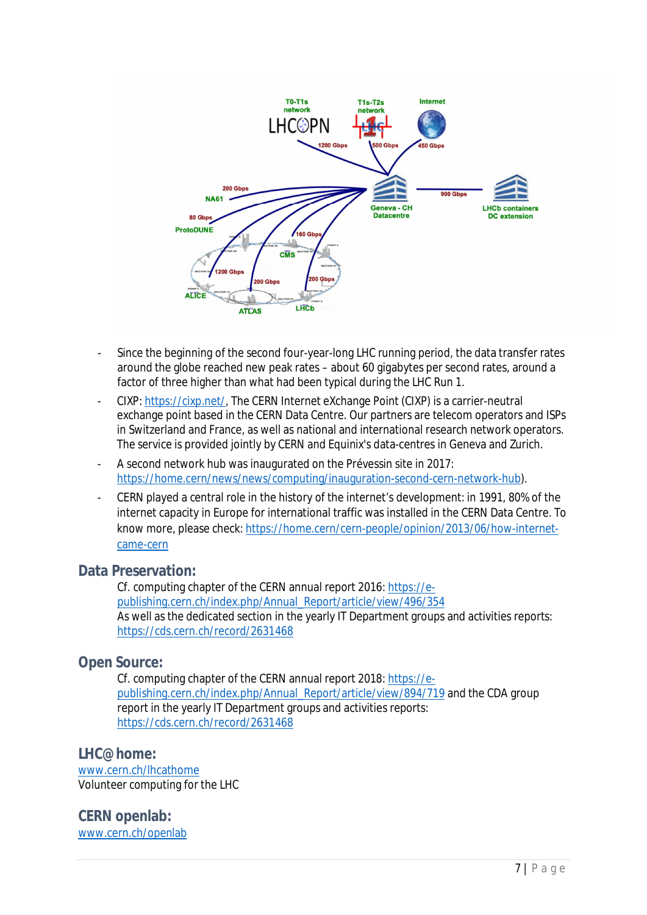- Since the beginning of the second four-year-long LHC running period, the data transfer rates around the globe reached new peak rates – about 60 gigabytes per second rates, around a factor of three higher than what had been typical during the LHC Run 1.
- CIXP: https://cixp.net/, The CERN Internet eXchange Point (CIXP) is a carrier-neutral exchange point based in the CERN Data Centre. Our partners are telecom operators and ISPs in Switzerland and France, as well as national and international research network operators. The service is provided jointly by CERN and Equinix's data-centres in Geneva and Zurich.
- A second network hub was inaugurated on the Prévessin site in 2017: https://home.cern/news/news/computing/inauguration-second-cern-network-hub).
- CERN played a central role in the history of the internet's development: in 1991, 80% of the internet capacity in Europe for international traffic was installed in the CERN Data Centre. To know more, please check: https://home.cern/cern-people/opinion/2013/06/how-internet-came-cern

## Data Preservation:

Cf. computing chapter of the CERN annual report 2016: https://e-publishing.cern.ch/index.php/Annual_Report/article/view/496/354
As well as the dedicated section in the yearly IT Department groups and activities reports: https://cds.cern.ch/record/2631468

## Open Source:

Cf. computing chapter of the CERN annual report 2018: https://e-publishing.cern.ch/index.php/Annual_Report/article/view/894/719 and the CDA group report in the yearly IT Department groups and activities reports: https://cds.cern.ch/record/2631468

## LHC@home:

www.cern.ch/lhcathome
Volunteer computing for the LHC

## CERN openlab:

www.cern.ch/openlab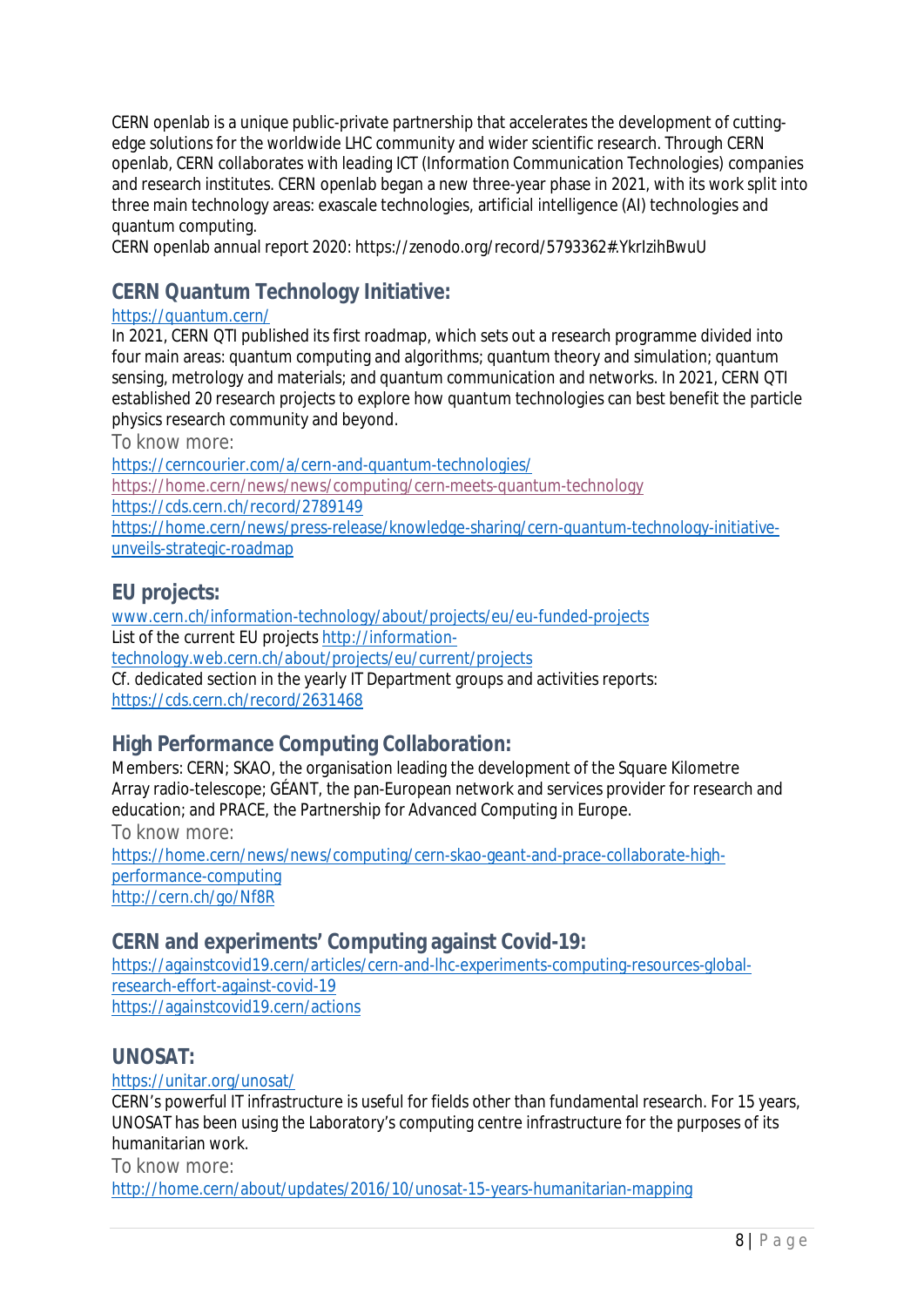CERN openlab is a unique public-private partnership that accelerates the development of cutting-edge solutions for the worldwide LHC community and wider scientific research. Through CERN openlab, CERN collaborates with leading ICT (Information Communication Technologies) companies and research institutes. CERN openlab began a new three-year phase in 2021, with its work split into three main technology areas: exascale technologies, artificial intelligence (AI) technologies and quantum computing.
CERN openlab annual report 2020: https://zenodo.org/record/5793362#.YkrIzihBwuU

## CERN Quantum Technology Initiative:

https://quantum.cern/
In 2021, CERN QTI published its first roadmap, which sets out a research programme divided into four main areas: quantum computing and algorithms; quantum theory and simulation; quantum sensing, metrology and materials; and quantum communication and networks. In 2021, CERN QTI established 20 research projects to explore how quantum technologies can best benefit the particle physics research community and beyond.

To know more:
https://cerncourier.com/a/cern-and-quantum-technologies/
https://home.cern/news/news/computing/cern-meets-quantum-technology
https://cds.cern.ch/record/2789149
https://home.cern/news/press-release/knowledge-sharing/cern-quantum-technology-initiative-unveils-strategic-roadmap

## EU projects:

www.cern.ch/information-technology/about/projects/eu/eu-funded-projects
List of the current EU projects http://information-technology.web.cern.ch/about/projects/eu/current/projects
Cf. dedicated section in the yearly IT Department groups and activities reports: https://cds.cern.ch/record/2631468

## High Performance Computing Collaboration:

Members: CERN; SKAO, the organisation leading the development of the Square Kilometre Array radio-telescope; GÉANT, the pan-European network and services provider for research and education; and PRACE, the Partnership for Advanced Computing in Europe.

To know more:
https://home.cern/news/news/computing/cern-skao-geant-and-prace-collaborate-high-performance-computing
http://cern.ch/go/Nf8R

## CERN and experiments' Computing against Covid-19:

https://againstcovid19.cern/articles/cern-and-lhc-experiments-computing-resources-global-research-effort-against-covid-19
https://againstcovid19.cern/actions

## UNOSAT:

https://unitar.org/unosat/
CERN's powerful IT infrastructure is useful for fields other than fundamental research. For 15 years, UNOSAT has been using the Laboratory's computing centre infrastructure for the purposes of its humanitarian work.

To know more:
http://home.cern/about/updates/2016/10/unosat-15-years-humanitarian-mapping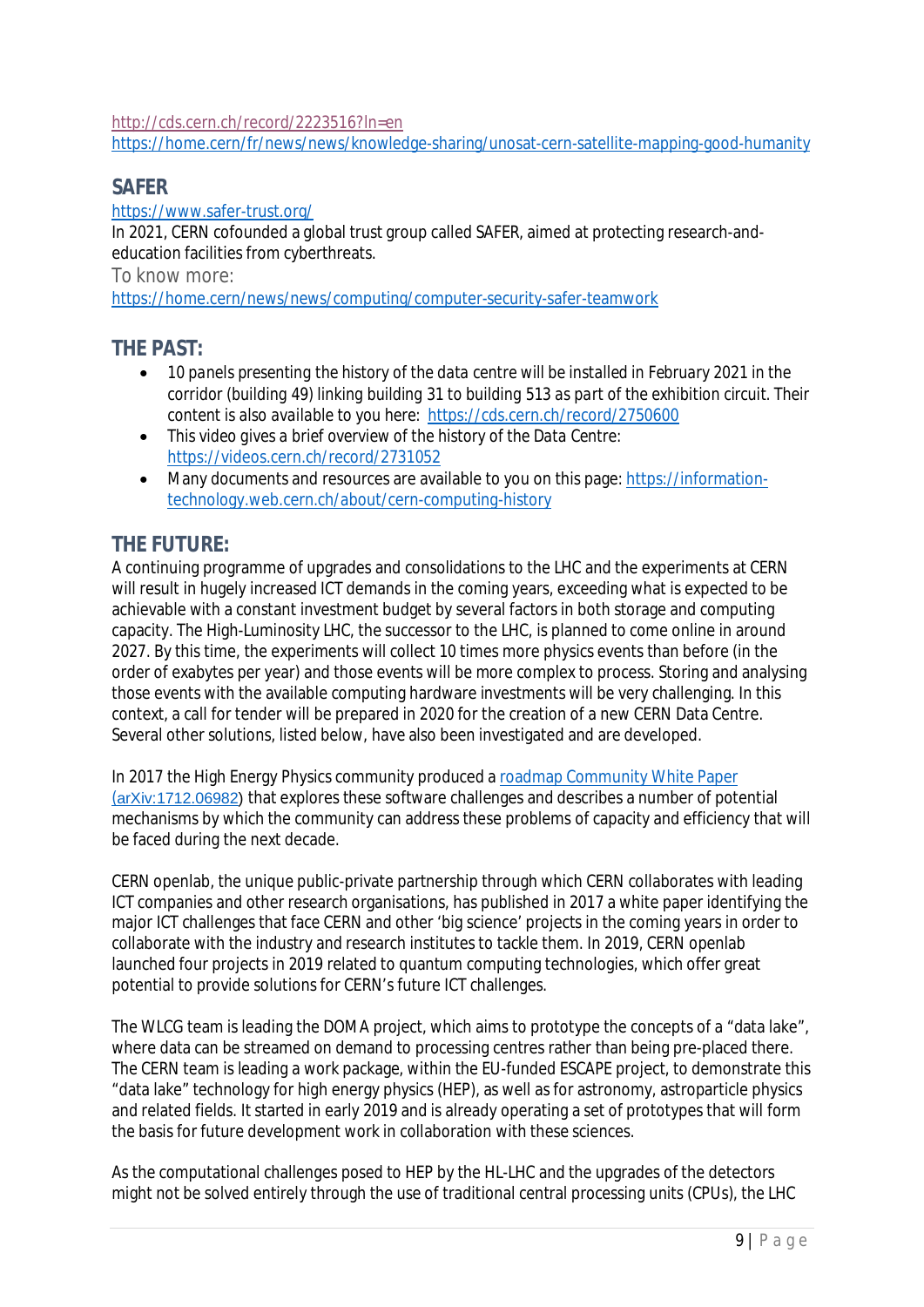http://cds.cern.ch/record/2223516?ln=en
https://home.cern/fr/news/news/knowledge-sharing/unosat-cern-satellite-mapping-good-humanity

## SAFER

https://www.safer-trust.org/

In 2021, CERN cofounded a global trust group called SAFER, aimed at protecting research-and-education facilities from cyberthreats.

To know more:
https://home.cern/news/news/computing/computer-security-safer-teamwork

## THE PAST:

- 10 panels presenting the history of the data centre will be installed in February 2021 in the corridor (building 49) linking building 31 to building 513 as part of the exhibition circuit. Their content is also available to you here: https://cds.cern.ch/record/2750600
- This video gives a brief overview of the history of the Data Centre: https://videos.cern.ch/record/2731052
- Many documents and resources are available to you on this page: https://information-technology.web.cern.ch/about/cern-computing-history

## THE FUTURE:

A continuing programme of upgrades and consolidations to the LHC and the experiments at CERN will result in hugely increased ICT demands in the coming years, exceeding what is expected to be achievable with a constant investment budget by several factors in both storage and computing capacity. The High-Luminosity LHC, the successor to the LHC, is planned to come online in around 2027. By this time, the experiments will collect 10 times more physics events than before (in the order of exabytes per year) and those events will be more complex to process. Storing and analysing those events with the available computing hardware investments will be very challenging. In this context, a call for tender will be prepared in 2020 for the creation of a new CERN Data Centre. Several other solutions, listed below, have also been investigated and are developed.

In 2017 the High Energy Physics community produced a roadmap Community White Paper (arXiv:1712.06982) that explores these software challenges and describes a number of potential mechanisms by which the community can address these problems of capacity and efficiency that will be faced during the next decade.

CERN openlab, the unique public-private partnership through which CERN collaborates with leading ICT companies and other research organisations, has published in 2017 a white paper identifying the major ICT challenges that face CERN and other 'big science' projects in the coming years in order to collaborate with the industry and research institutes to tackle them. In 2019, CERN openlab launched four projects in 2019 related to quantum computing technologies, which offer great potential to provide solutions for CERN's future ICT challenges.

The WLCG team is leading the DOMA project, which aims to prototype the concepts of a "data lake", where data can be streamed on demand to processing centres rather than being pre-placed there. The CERN team is leading a work package, within the EU-funded ESCAPE project, to demonstrate this "data lake" technology for high energy physics (HEP), as well as for astronomy, astroparticle physics and related fields. It started in early 2019 and is already operating a set of prototypes that will form the basis for future development work in collaboration with these sciences.

As the computational challenges posed to HEP by the HL-LHC and the upgrades of the detectors might not be solved entirely through the use of traditional central processing units (CPUs), the LHC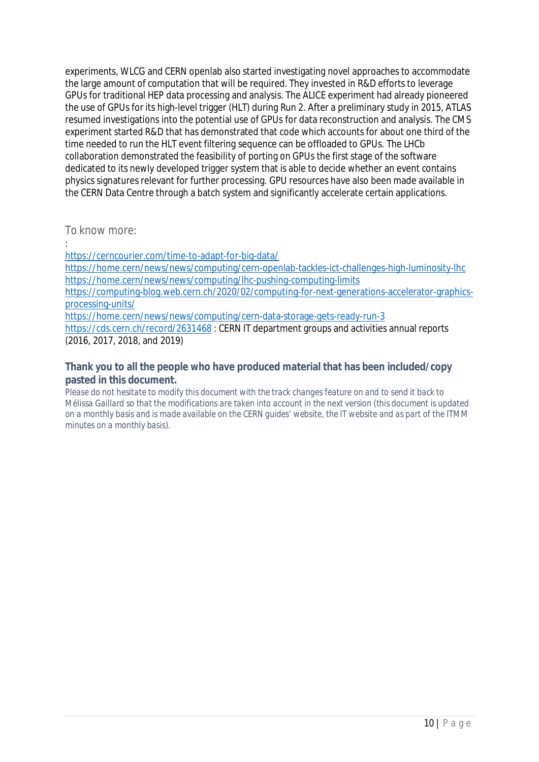experiments, WLCG and CERN openlab also started investigating novel approaches to accommodate the large amount of computation that will be required. They invested in R&D efforts to leverage GPUs for traditional HEP data processing and analysis. The ALICE experiment had already pioneered the use of GPUs for its high-level trigger (HLT) during Run 2. After a preliminary study in 2015, ATLAS resumed investigations into the potential use of GPUs for data reconstruction and analysis. The CMS experiment started R&D that has demonstrated that code which accounts for about one third of the time needed to run the HLT event filtering sequence can be offloaded to GPUs. The LHCb collaboration demonstrated the feasibility of porting on GPUs the first stage of the software dedicated to its newly developed trigger system that is able to decide whether an event contains physics signatures relevant for further processing. GPU resources have also been made available in the CERN Data Centre through a batch system and significantly accelerate certain applications.

## To know more:

:

https://cerncourier.com/time-to-adapt-for-big-data/
https://home.cern/news/news/computing/cern-openlab-tackles-ict-challenges-high-luminosity-lhc
https://home.cern/news/news/computing/lhc-pushing-computing-limits
https://computing-blog.web.cern.ch/2020/02/computing-for-next-generations-accelerator-graphics-processing-units/
https://home.cern/news/news/computing/cern-data-storage-gets-ready-run-3
https://cds.cern.ch/record/2631468 : CERN IT department groups and activities annual reports (2016, 2017, 2018, and 2019)

**Thank you to all the people who have produced material that has been included/copy pasted in this document.**

*Please do not hesitate to modify this document with the track changes feature on and to send it back to Mélissa Gaillard so that the modifications are taken into account in the next version (this document is updated on a monthly basis and is made available on the CERN guides' website, the IT website and as part of the ITMM minutes on a monthly basis).*